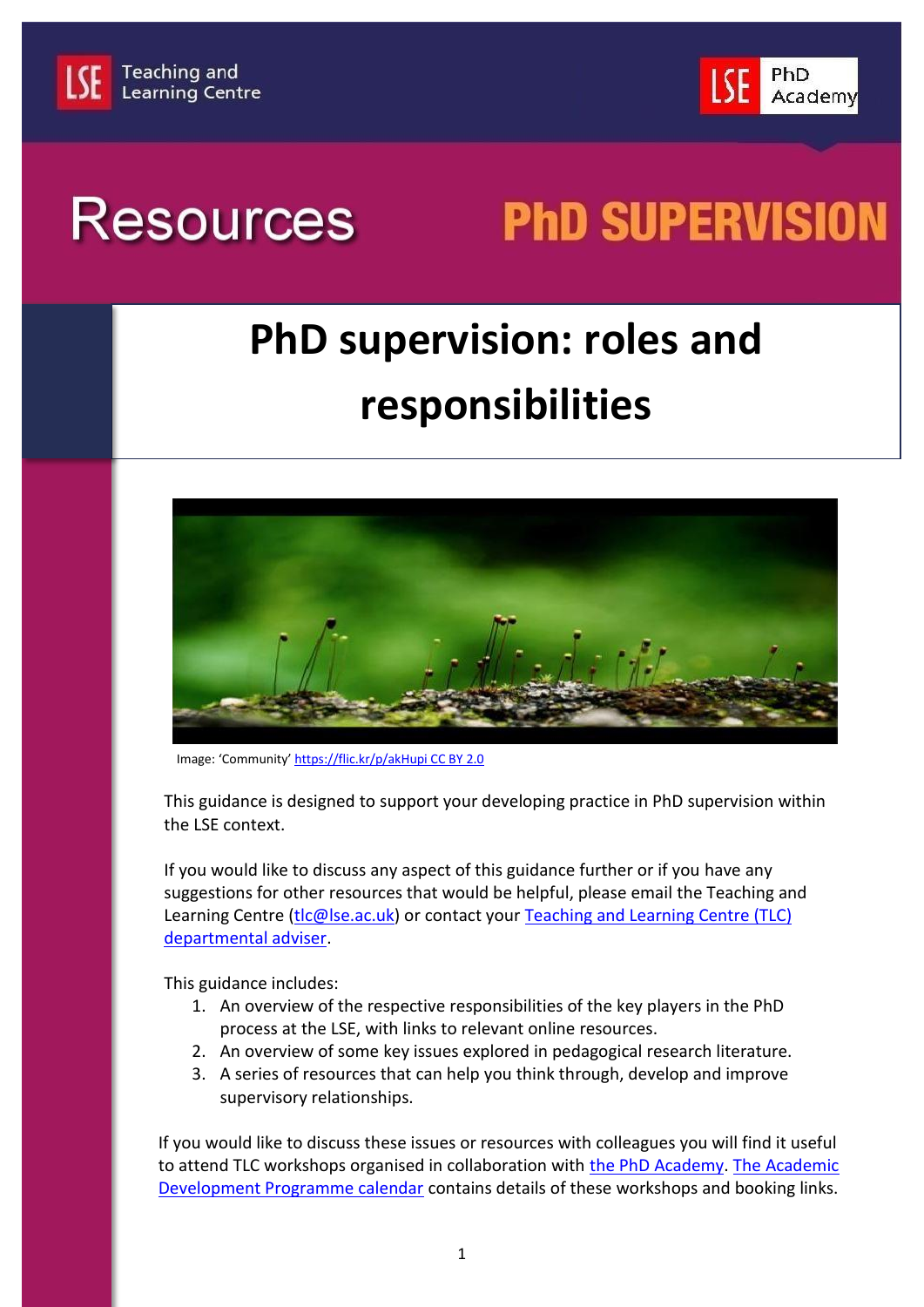Teaching and Learning Centre

PhD Academy

Resources

PhD SUPERVISION

# PhD supervision: roles and responsibilities

Image: 'Community' https://flic.kr/p/akHupi CC BY 2.0

This guidance is designed to support your developing practice in PhD supervision within the LSE context.

If you would like to discuss any aspect of this guidance further or if you have any suggestions for other resources that would be helpful, please email the Teaching and Learning Centre (tlc@lse.ac.uk) or contact your Teaching and Learning Centre (TLC) departmental adviser.

This guidance includes:

1. An overview of the respective responsibilities of the key players in the PhD process at the LSE, with links to relevant online resources.
2. An overview of some key issues explored in pedagogical research literature.
3. A series of resources that can help you think through, develop and improve supervisory relationships.

If you would like to discuss these issues or resources with colleagues you will find it useful to attend TLC workshops organised in collaboration with the PhD Academy. The Academic Development Programme calendar contains details of these workshops and booking links.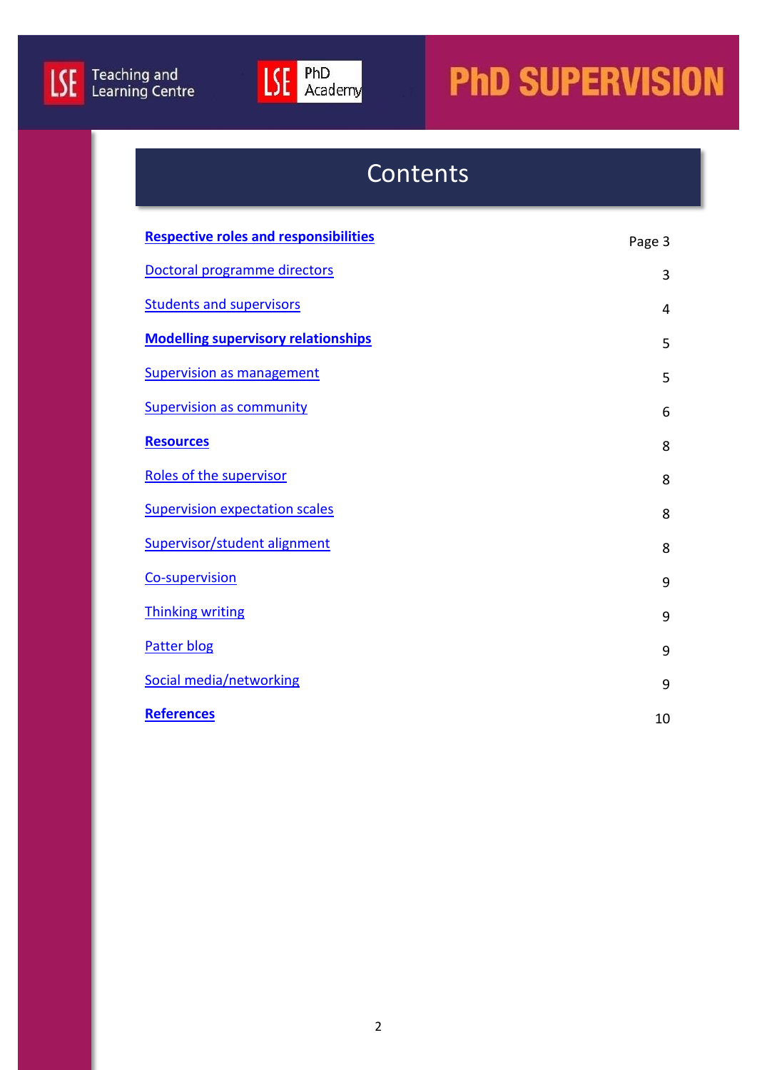# Contents

| | |
|---|---|
| **Respective roles and responsibilities** | Page 3 |
| Doctoral programme directors | 3 |
| Students and supervisors | 4 |
| **Modelling supervisory relationships** | 5 |
| Supervision as management | 5 |
| Supervision as community | 6 |
| **Resources** | 8 |
| Roles of the supervisor | 8 |
| Supervision expectation scales | 8 |
| Supervisor/student alignment | 8 |
| Co-supervision | 9 |
| Thinking writing | 9 |
| Patter blog | 9 |
| Social media/networking | 9 |
| **References** | 10 |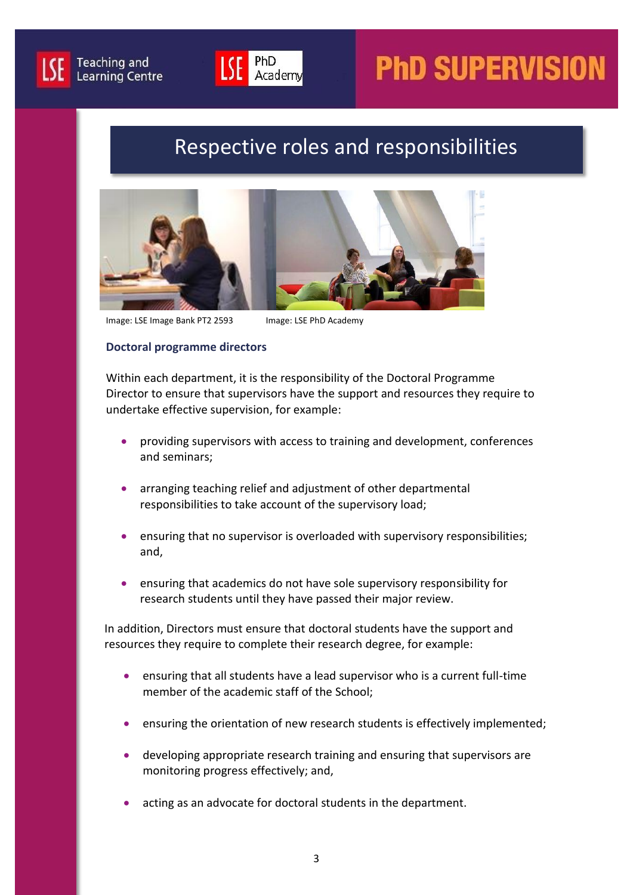# Respective roles and responsibilities

Image: LSE Image Bank PT2 2593

Image: LSE PhD Academy

### Doctoral programme directors

Within each department, it is the responsibility of the Doctoral Programme Director to ensure that supervisors have the support and resources they require to undertake effective supervision, for example:

- providing supervisors with access to training and development, conferences and seminars;
- arranging teaching relief and adjustment of other departmental responsibilities to take account of the supervisory load;
- ensuring that no supervisor is overloaded with supervisory responsibilities; and,
- ensuring that academics do not have sole supervisory responsibility for research students until they have passed their major review.

In addition, Directors must ensure that doctoral students have the support and resources they require to complete their research degree, for example:

- ensuring that all students have a lead supervisor who is a current full-time member of the academic staff of the School;
- ensuring the orientation of new research students is effectively implemented;
- developing appropriate research training and ensuring that supervisors are monitoring progress effectively; and,
- acting as an advocate for doctoral students in the department.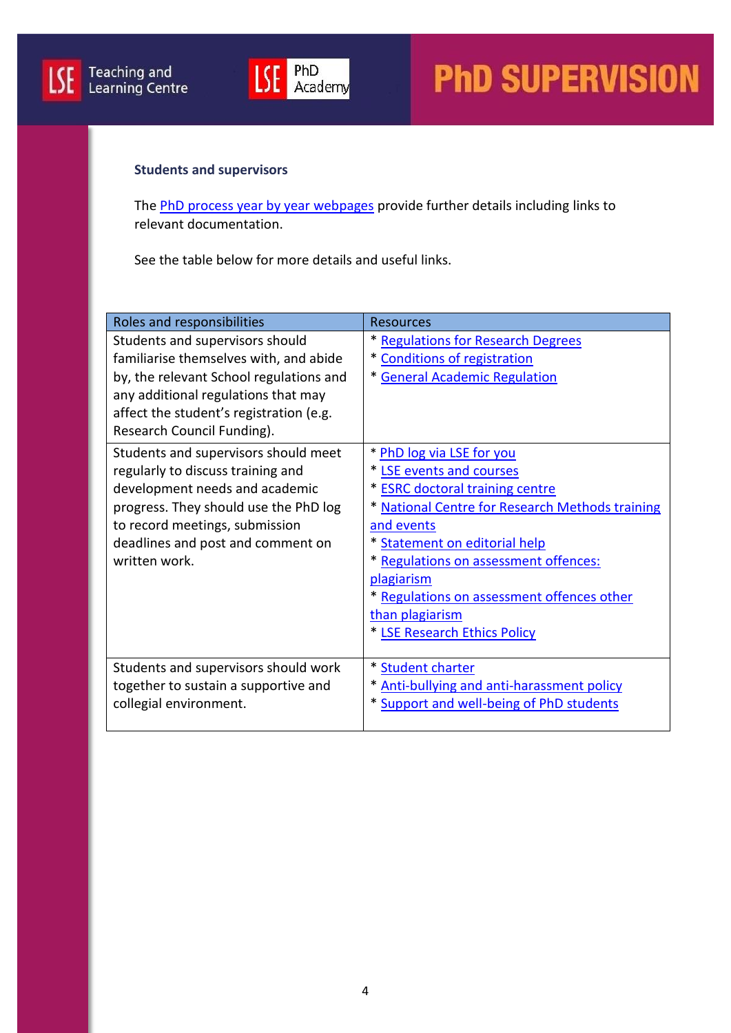**Students and supervisors**

The PhD process year by year webpages provide further details including links to relevant documentation.

See the table below for more details and useful links.

| Roles and responsibilities | Resources |
|---|---|
| Students and supervisors should familiarise themselves with, and abide by, the relevant School regulations and any additional regulations that may affect the student's registration (e.g. Research Council Funding). | * Regulations for Research Degrees<br>* Conditions of registration<br>* General Academic Regulation |
| Students and supervisors should meet regularly to discuss training and development needs and academic progress. They should use the PhD log to record meetings, submission deadlines and post and comment on written work. | * PhD log via LSE for you<br>* LSE events and courses<br>* ESRC doctoral training centre<br>* National Centre for Research Methods training and events<br>* Statement on editorial help<br>* Regulations on assessment offences: plagiarism<br>* Regulations on assessment offences other than plagiarism<br>* LSE Research Ethics Policy |
| Students and supervisors should work together to sustain a supportive and collegial environment. | * Student charter<br>* Anti-bullying and anti-harassment policy<br>* Support and well-being of PhD students |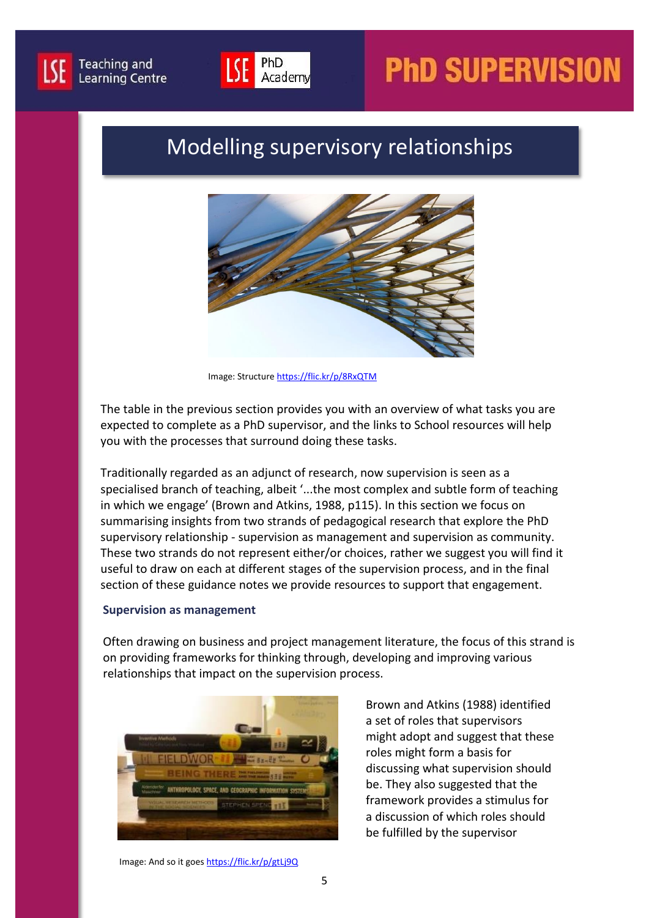## Modelling supervisory relationships

Image: Structure https://flic.kr/p/8RxQTM

The table in the previous section provides you with an overview of what tasks you are expected to complete as a PhD supervisor, and the links to School resources will help you with the processes that surround doing these tasks.

Traditionally regarded as an adjunct of research, now supervision is seen as a specialised branch of teaching, albeit '...the most complex and subtle form of teaching in which we engage' (Brown and Atkins, 1988, p115). In this section we focus on summarising insights from two strands of pedagogical research that explore the PhD supervisory relationship - supervision as management and supervision as community. These two strands do not represent either/or choices, rather we suggest you will find it useful to draw on each at different stages of the supervision process, and in the final section of these guidance notes we provide resources to support that engagement.

### Supervision as management

Often drawing on business and project management literature, the focus of this strand is on providing frameworks for thinking through, developing and improving various relationships that impact on the supervision process.

Image: And so it goes https://flic.kr/p/gtLj9Q

Brown and Atkins (1988) identified a set of roles that supervisors might adopt and suggest that these roles might form a basis for discussing what supervision should be. They also suggested that the framework provides a stimulus for a discussion of which roles should be fulfilled by the supervisor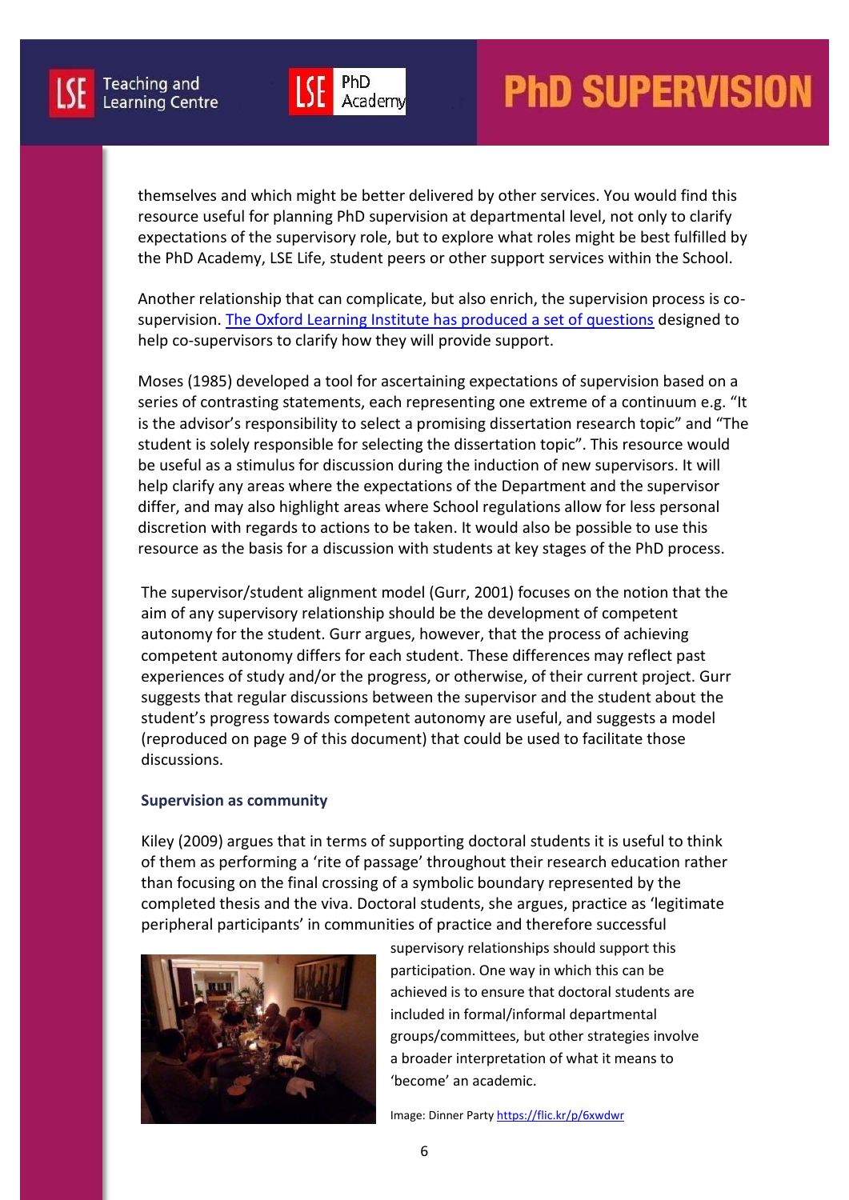themselves and which might be better delivered by other services. You would find this resource useful for planning PhD supervision at departmental level, not only to clarify expectations of the supervisory role, but to explore what roles might be best fulfilled by the PhD Academy, LSE Life, student peers or other support services within the School.

Another relationship that can complicate, but also enrich, the supervision process is co-supervision. The Oxford Learning Institute has produced a set of questions designed to help co-supervisors to clarify how they will provide support.

Moses (1985) developed a tool for ascertaining expectations of supervision based on a series of contrasting statements, each representing one extreme of a continuum e.g. "It is the advisor's responsibility to select a promising dissertation research topic" and "The student is solely responsible for selecting the dissertation topic". This resource would be useful as a stimulus for discussion during the induction of new supervisors. It will help clarify any areas where the expectations of the Department and the supervisor differ, and may also highlight areas where School regulations allow for less personal discretion with regards to actions to be taken. It would also be possible to use this resource as the basis for a discussion with students at key stages of the PhD process.

The supervisor/student alignment model (Gurr, 2001) focuses on the notion that the aim of any supervisory relationship should be the development of competent autonomy for the student. Gurr argues, however, that the process of achieving competent autonomy differs for each student. These differences may reflect past experiences of study and/or the progress, or otherwise, of their current project. Gurr suggests that regular discussions between the supervisor and the student about the student's progress towards competent autonomy are useful, and suggests a model (reproduced on page 9 of this document) that could be used to facilitate those discussions.

### Supervision as community

Kiley (2009) argues that in terms of supporting doctoral students it is useful to think of them as performing a 'rite of passage' throughout their research education rather than focusing on the final crossing of a symbolic boundary represented by the completed thesis and the viva. Doctoral students, she argues, practice as 'legitimate peripheral participants' in communities of practice and therefore successful supervisory relationships should support this participation. One way in which this can be achieved is to ensure that doctoral students are included in formal/informal departmental groups/committees, but other strategies involve a broader interpretation of what it means to 'become' an academic.

Image: Dinner Party https://flic.kr/p/6xwdwr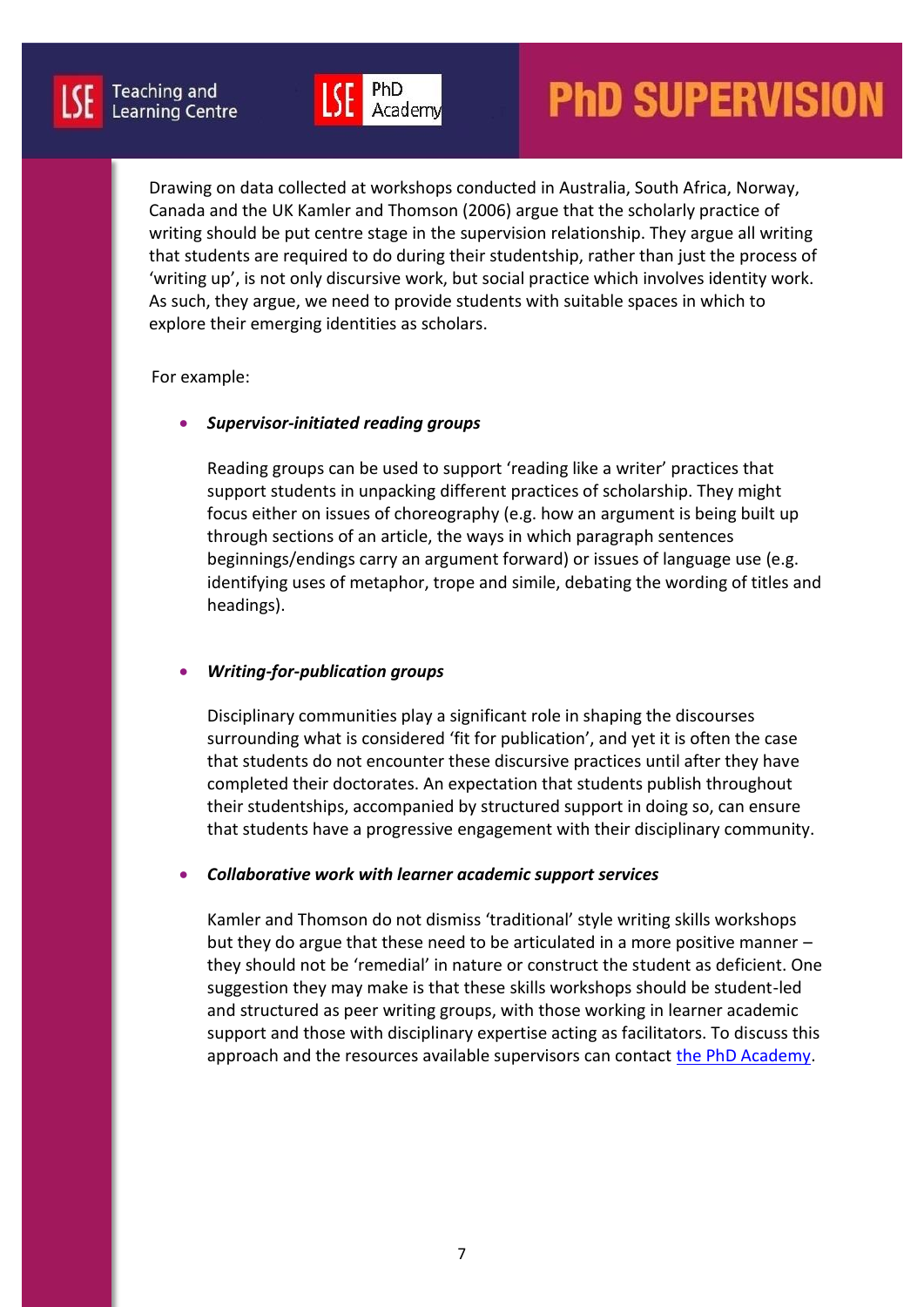Drawing on data collected at workshops conducted in Australia, South Africa, Norway, Canada and the UK Kamler and Thomson (2006) argue that the scholarly practice of writing should be put centre stage in the supervision relationship. They argue all writing that students are required to do during their studentship, rather than just the process of 'writing up', is not only discursive work, but social practice which involves identity work. As such, they argue, we need to provide students with suitable spaces in which to explore their emerging identities as scholars.

For example:

- ***Supervisor-initiated reading groups***

  Reading groups can be used to support 'reading like a writer' practices that support students in unpacking different practices of scholarship. They might focus either on issues of choreography (e.g. how an argument is being built up through sections of an article, the ways in which paragraph sentences beginnings/endings carry an argument forward) or issues of language use (e.g. identifying uses of metaphor, trope and simile, debating the wording of titles and headings).

- ***Writing-for-publication groups***

  Disciplinary communities play a significant role in shaping the discourses surrounding what is considered 'fit for publication', and yet it is often the case that students do not encounter these discursive practices until after they have completed their doctorates. An expectation that students publish throughout their studentships, accompanied by structured support in doing so, can ensure that students have a progressive engagement with their disciplinary community.

- ***Collaborative work with learner academic support services***

  Kamler and Thomson do not dismiss 'traditional' style writing skills workshops but they do argue that these need to be articulated in a more positive manner – they should not be 'remedial' in nature or construct the student as deficient. One suggestion they may make is that these skills workshops should be student-led and structured as peer writing groups, with those working in learner academic support and those with disciplinary expertise acting as facilitators. To discuss this approach and the resources available supervisors can contact the PhD Academy.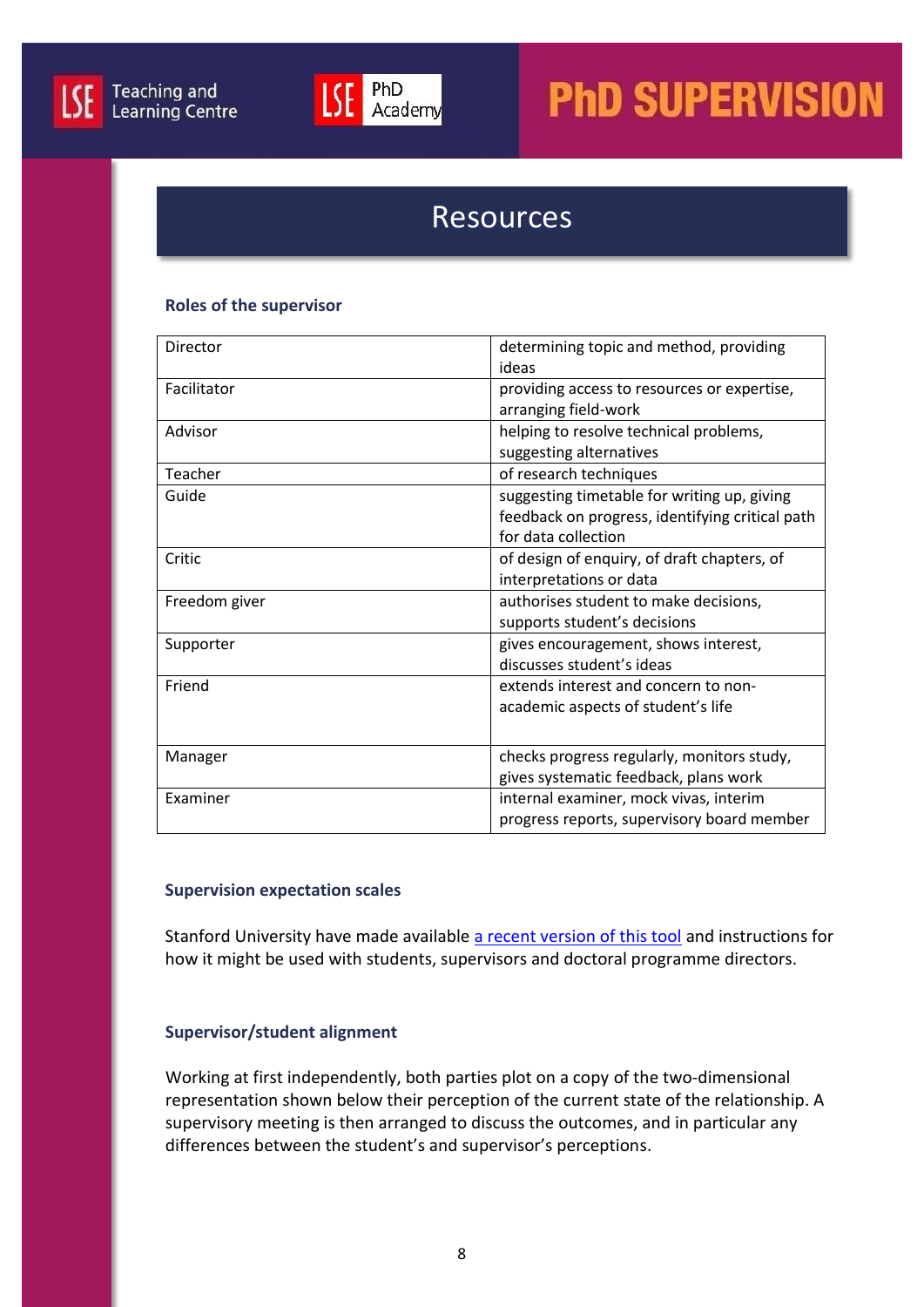## Resources

### Roles of the supervisor

| | |
|---|---|
| Director | determining topic and method, providing ideas |
| Facilitator | providing access to resources or expertise, arranging field-work |
| Advisor | helping to resolve technical problems, suggesting alternatives |
| Teacher | of research techniques |
| Guide | suggesting timetable for writing up, giving feedback on progress, identifying critical path for data collection |
| Critic | of design of enquiry, of draft chapters, of interpretations or data |
| Freedom giver | authorises student to make decisions, supports student's decisions |
| Supporter | gives encouragement, shows interest, discusses student's ideas |
| Friend | extends interest and concern to non-academic aspects of student's life |
| Manager | checks progress regularly, monitors study, gives systematic feedback, plans work |
| Examiner | internal examiner, mock vivas, interim progress reports, supervisory board member |

### Supervision expectation scales

Stanford University have made available a recent version of this tool and instructions for how it might be used with students, supervisors and doctoral programme directors.

### Supervisor/student alignment

Working at first independently, both parties plot on a copy of the two-dimensional representation shown below their perception of the current state of the relationship. A supervisory meeting is then arranged to discuss the outcomes, and in particular any differences between the student's and supervisor's perceptions.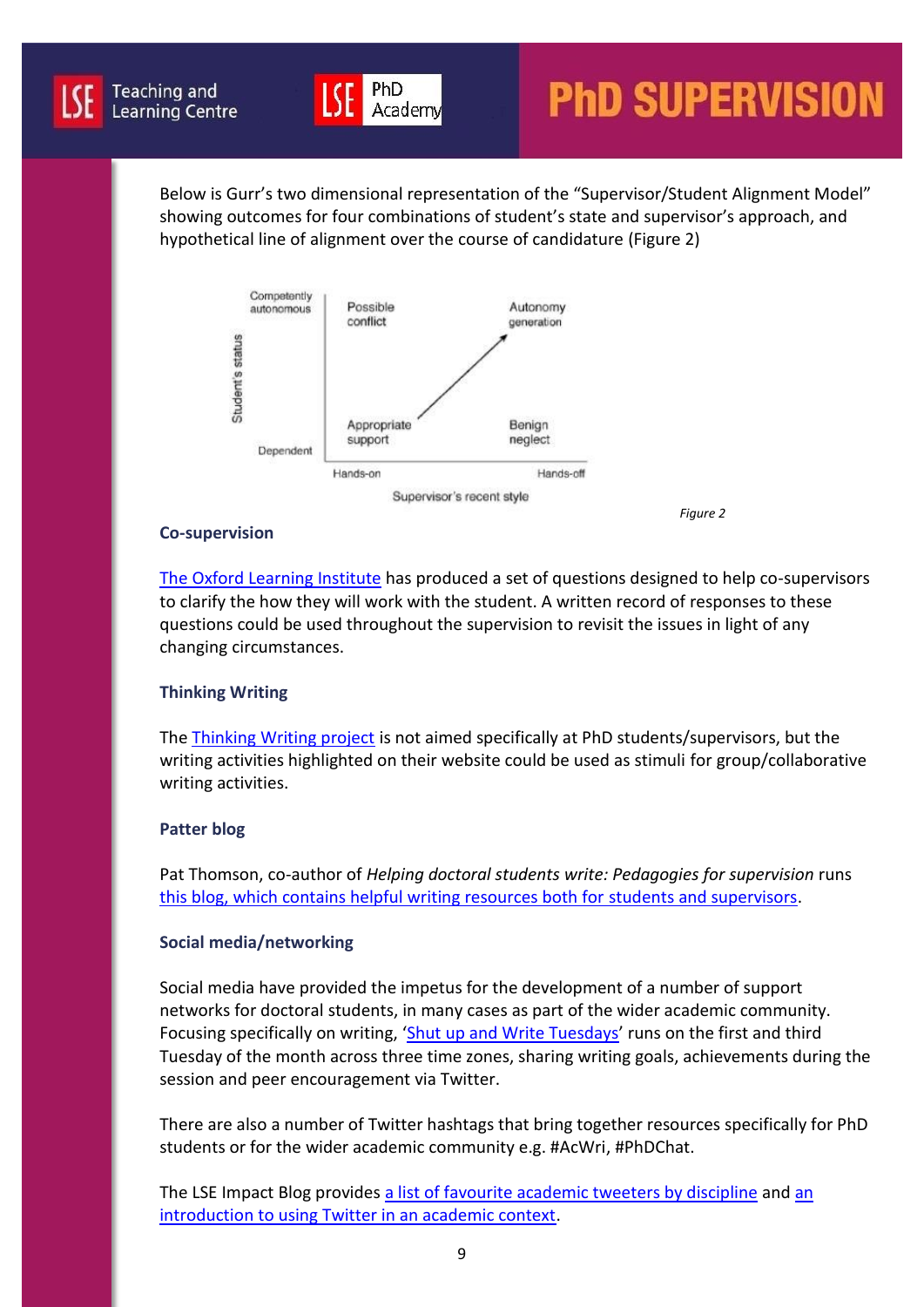Below is Gurr's two dimensional representation of the "Supervisor/Student Alignment Model" showing outcomes for four combinations of student's state and supervisor's approach, and hypothetical line of alignment over the course of candidature (Figure 2)

*Figure 2*

### Co-supervision

The Oxford Learning Institute has produced a set of questions designed to help co-supervisors to clarify the how they will work with the student. A written record of responses to these questions could be used throughout the supervision to revisit the issues in light of any changing circumstances.

### Thinking Writing

The Thinking Writing project is not aimed specifically at PhD students/supervisors, but the writing activities highlighted on their website could be used as stimuli for group/collaborative writing activities.

### Patter blog

Pat Thomson, co-author of *Helping doctoral students write: Pedagogies for supervision* runs this blog, which contains helpful writing resources both for students and supervisors.

### Social media/networking

Social media have provided the impetus for the development of a number of support networks for doctoral students, in many cases as part of the wider academic community. Focusing specifically on writing, 'Shut up and Write Tuesdays' runs on the first and third Tuesday of the month across three time zones, sharing writing goals, achievements during the session and peer encouragement via Twitter.

There are also a number of Twitter hashtags that bring together resources specifically for PhD students or for the wider academic community e.g. #AcWri, #PhDChat.

The LSE Impact Blog provides a list of favourite academic tweeters by discipline and an introduction to using Twitter in an academic context.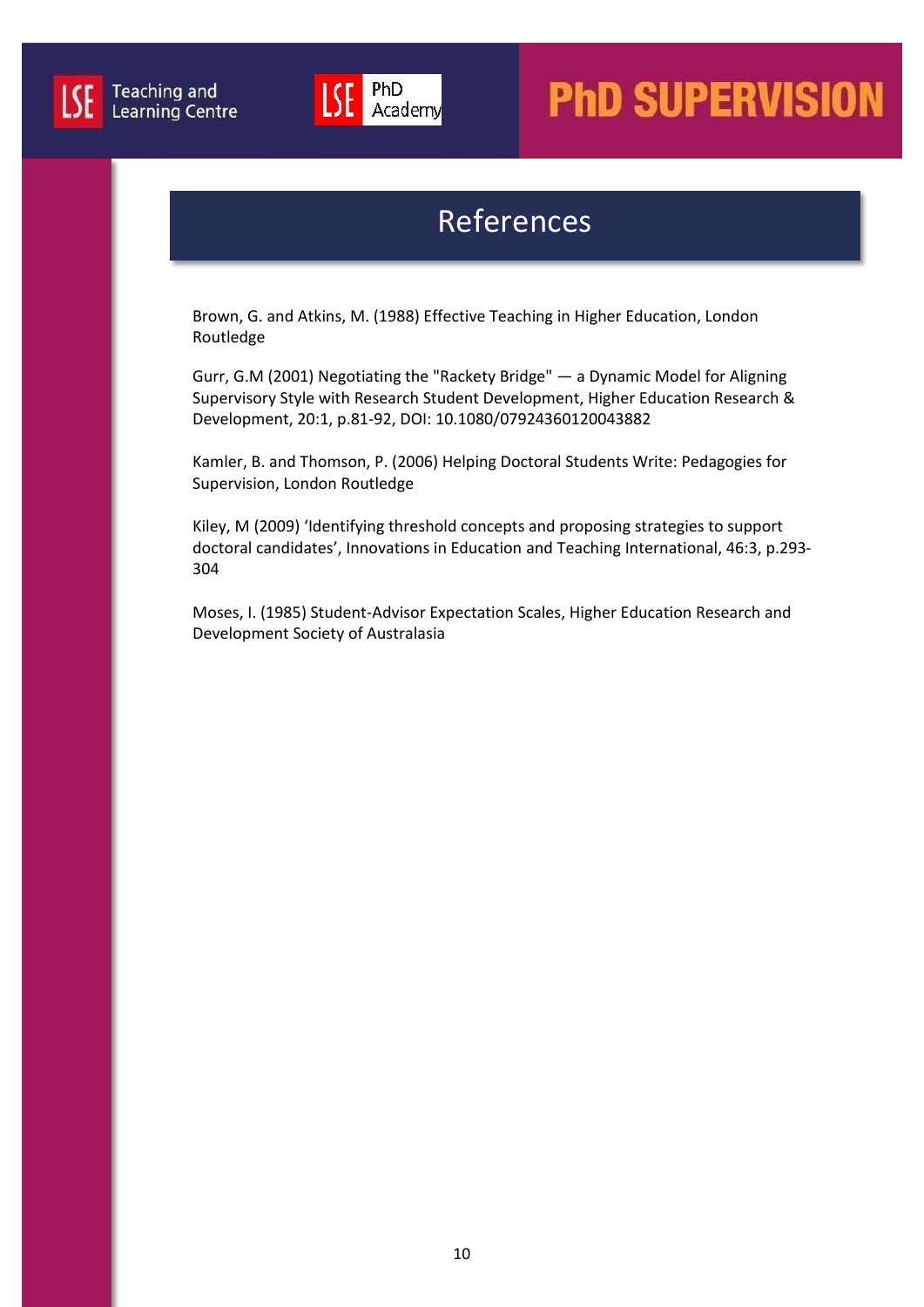# References

Brown, G. and Atkins, M. (1988) Effective Teaching in Higher Education, London Routledge

Gurr, G.M (2001) Negotiating the "Rackety Bridge" — a Dynamic Model for Aligning Supervisory Style with Research Student Development, Higher Education Research & Development, 20:1, p.81-92, DOI: 10.1080/07924360120043882

Kamler, B. and Thomson, P. (2006) Helping Doctoral Students Write: Pedagogies for Supervision, London Routledge

Kiley, M (2009) 'Identifying threshold concepts and proposing strategies to support doctoral candidates', Innovations in Education and Teaching International, 46:3, p.293-304

Moses, I. (1985) Student-Advisor Expectation Scales, Higher Education Research and Development Society of Australasia